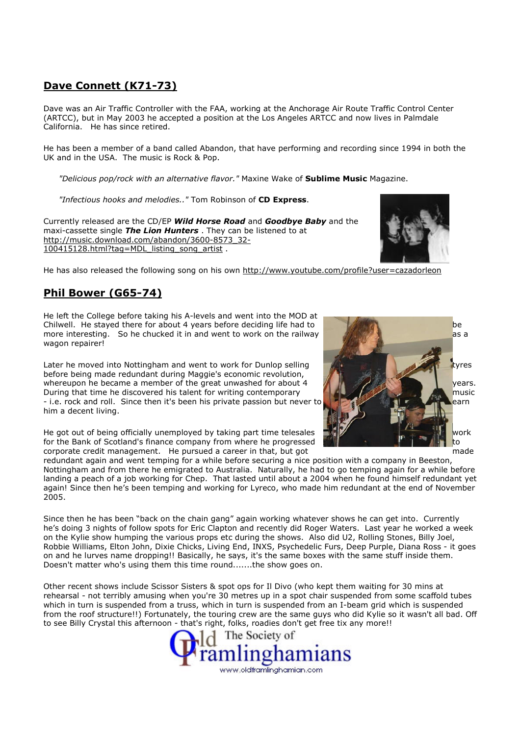## Dave Connett (K71-73)

Dave was an Air Traffic Controller with the FAA, working at the Anchorage Air Route Traffic Control Center (ARTCC), but in May 2003 he accepted a position at the Los Angeles ARTCC and now lives in Palmdale California. He has since retired.

He has been a member of a band called Abandon, that have performing and recording since 1994 in both the UK and in the USA. The music is Rock & Pop.

*"Delicious pop/rock with an alternative flavor."* Maxine Wake of **Sublime Music** Magazine.

*"Infectious hooks and melodies.."* Tom Robinson of **CD Express**.

Currently released are the CD/EP ***Wild Horse Road*** and ***Goodbye Baby*** and the maxi-cassette single ***The Lion Hunters*** . They can be listened to at http://music.download.com/abandon/3600-8573_32-100415128.html?tag=MDL_listing_song_artist .

He has also released the following song on his own http://www.youtube.com/profile?user=cazadorleon

## Phil Bower (G65-74)

He left the College before taking his A-levels and went into the MOD at Chilwell. He stayed there for about 4 years before deciding life had to be more interesting. So he chucked it in and went to work on the railway as a wagon repairer!

Later he moved into Nottingham and went to work for Dunlop selling tyres before being made redundant during Maggie's economic revolution, whereupon he became a member of the great unwashed for about 4 years. During that time he discovered his talent for writing contemporary music - i.e. rock and roll. Since then it's been his private passion but never to earn him a decent living.

He got out of being officially unemployed by taking part time telesales work for the Bank of Scotland's finance company from where he progressed to corporate credit management. He pursued a career in that, but got made redundant again and went temping for a while before securing a nice position with a company in Beeston, Nottingham and from there he emigrated to Australia. Naturally, he had to go temping again for a while before landing a peach of a job working for Chep. That lasted until about a 2004 when he found himself redundant yet again! Since then he's been temping and working for Lyreco, who made him redundant at the end of November 2005.

Since then he has been "back on the chain gang" again working whatever shows he can get into. Currently he's doing 3 nights of follow spots for Eric Clapton and recently did Roger Waters. Last year he worked a week on the Kylie show humping the various props etc during the shows. Also did U2, Rolling Stones, Billy Joel, Robbie Williams, Elton John, Dixie Chicks, Living End, INXS, Psychedelic Furs, Deep Purple, Diana Ross - it goes on and he lurves name dropping!! Basically, he says, it's the same boxes with the same stuff inside them. Doesn't matter who's using them this time round.......the show goes on.

Other recent shows include Scissor Sisters & spot ops for Il Divo (who kept them waiting for 30 mins at rehearsal - not terribly amusing when you're 30 metres up in a spot chair suspended from some scaffold tubes which in turn is suspended from a truss, which in turn is suspended from an I-beam grid which is suspended from the roof structure!!) Fortunately, the touring crew are the same guys who did Kylie so it wasn't all bad. Off to see Billy Crystal this afternoon - that's right, folks, roadies don't get free tix any more!!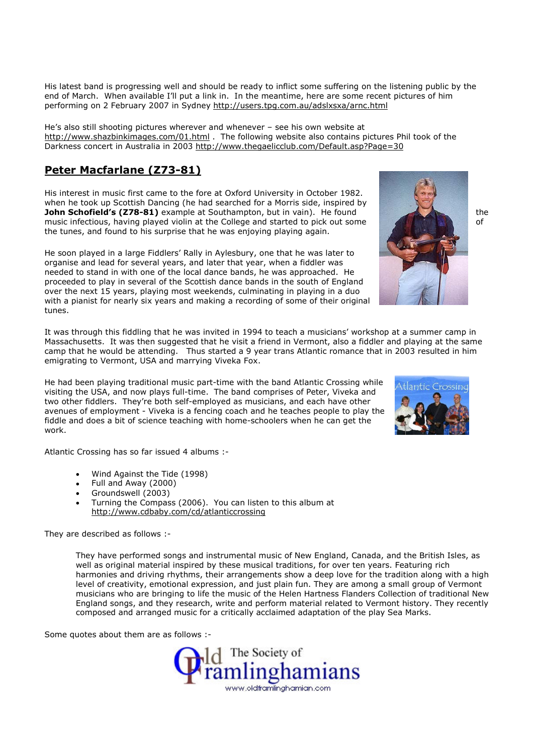His latest band is progressing well and should be ready to inflict some suffering on the listening public by the end of March. When available I'll put a link in. In the meantime, here are some recent pictures of him performing on 2 February 2007 in Sydney http://users.tpg.com.au/adslxsxa/arnc.html

He's also still shooting pictures wherever and whenever – see his own website at http://www.shazbinkimages.com/01.html . The following website also contains pictures Phil took of the Darkness concert in Australia in 2003 http://www.thegaelicclub.com/Default.asp?Page=30

## Peter Macfarlane (Z73-81)

His interest in music first came to the fore at Oxford University in October 1982. when he took up Scottish Dancing (he had searched for a Morris side, inspired by **John Schofield's (Z78-81)** example at Southampton, but in vain). He found the music infectious, having played violin at the College and started to pick out some of the tunes, and found to his surprise that he was enjoying playing again.

He soon played in a large Fiddlers' Rally in Aylesbury, one that he was later to organise and lead for several years, and later that year, when a fiddler was needed to stand in with one of the local dance bands, he was approached. He proceeded to play in several of the Scottish dance bands in the south of England over the next 15 years, playing most weekends, culminating in playing in a duo with a pianist for nearly six years and making a recording of some of their original tunes.

It was through this fiddling that he was invited in 1994 to teach a musicians' workshop at a summer camp in Massachusetts. It was then suggested that he visit a friend in Vermont, also a fiddler and playing at the same camp that he would be attending. Thus started a 9 year trans Atlantic romance that in 2003 resulted in him emigrating to Vermont, USA and marrying Viveka Fox.

He had been playing traditional music part-time with the band Atlantic Crossing while visiting the USA, and now plays full-time. The band comprises of Peter, Viveka and two other fiddlers. They're both self-employed as musicians, and each have other avenues of employment - Viveka is a fencing coach and he teaches people to play the fiddle and does a bit of science teaching with home-schoolers when he can get the work.

Atlantic Crossing has so far issued 4 albums :-

- Wind Against the Tide (1998)
- Full and Away (2000)
- Groundswell (2003)
- Turning the Compass (2006). You can listen to this album at http://www.cdbaby.com/cd/atlanticcrossing

They are described as follows :-

> They have performed songs and instrumental music of New England, Canada, and the British Isles, as well as original material inspired by these musical traditions, for over ten years. Featuring rich harmonies and driving rhythms, their arrangements show a deep love for the tradition along with a high level of creativity, emotional expression, and just plain fun. They are among a small group of Vermont musicians who are bringing to life the music of the Helen Hartness Flanders Collection of traditional New England songs, and they research, write and perform material related to Vermont history. They recently composed and arranged music for a critically acclaimed adaptation of the play Sea Marks.

Some quotes about them are as follows :-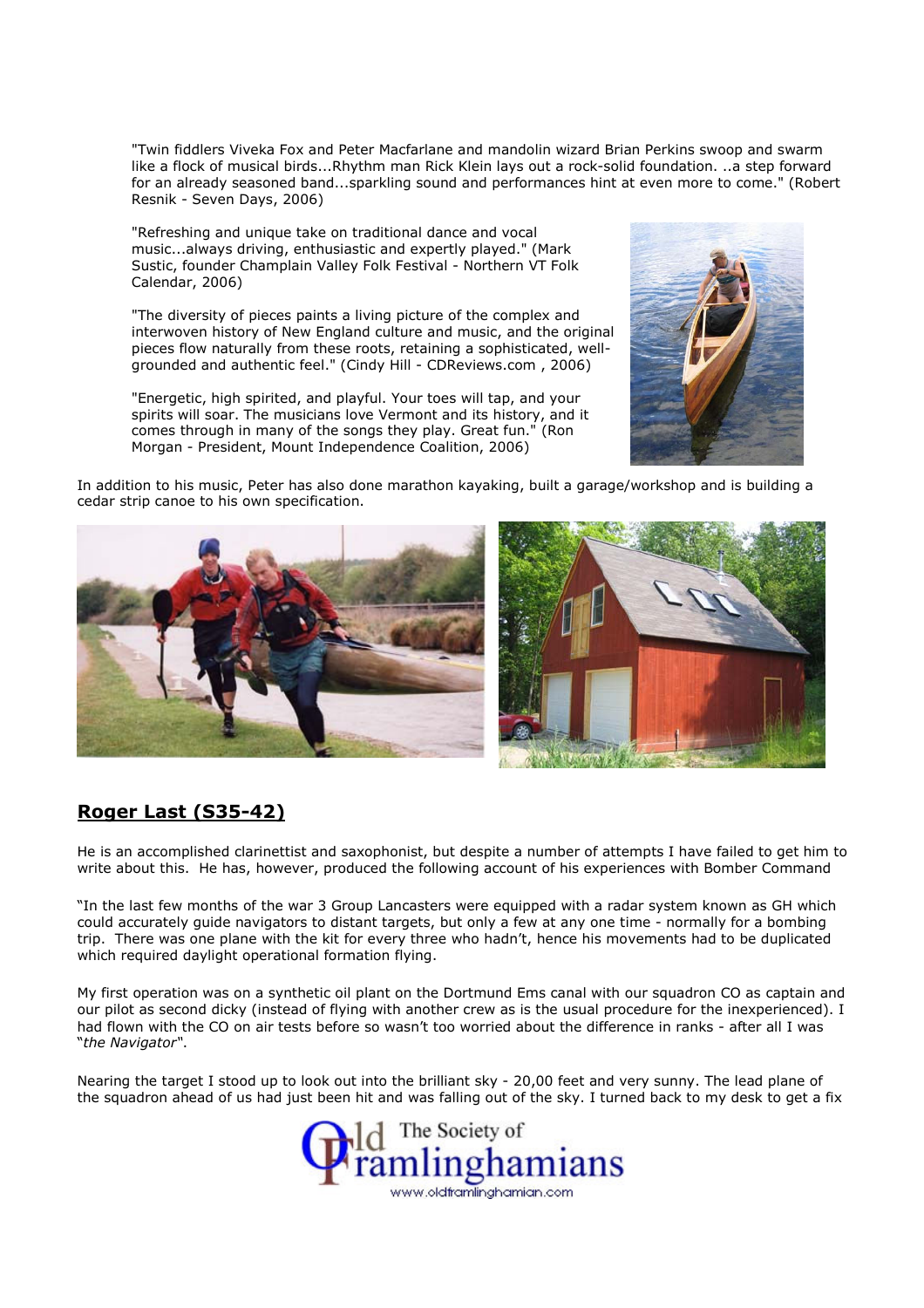"Twin fiddlers Viveka Fox and Peter Macfarlane and mandolin wizard Brian Perkins swoop and swarm like a flock of musical birds...Rhythm man Rick Klein lays out a rock-solid foundation. ..a step forward for an already seasoned band...sparkling sound and performances hint at even more to come." (Robert Resnik - Seven Days, 2006)

"Refreshing and unique take on traditional dance and vocal music...always driving, enthusiastic and expertly played." (Mark Sustic, founder Champlain Valley Folk Festival - Northern VT Folk Calendar, 2006)

"The diversity of pieces paints a living picture of the complex and interwoven history of New England culture and music, and the original pieces flow naturally from these roots, retaining a sophisticated, well-grounded and authentic feel." (Cindy Hill - CDReviews.com , 2006)

"Energetic, high spirited, and playful. Your toes will tap, and your spirits will soar. The musicians love Vermont and its history, and it comes through in many of the songs they play. Great fun." (Ron Morgan - President, Mount Independence Coalition, 2006)

In addition to his music, Peter has also done marathon kayaking, built a garage/workshop and is building a cedar strip canoe to his own specification.

## Roger Last (S35-42)

He is an accomplished clarinettist and saxophonist, but despite a number of attempts I have failed to get him to write about this. He has, however, produced the following account of his experiences with Bomber Command

"In the last few months of the war 3 Group Lancasters were equipped with a radar system known as GH which could accurately guide navigators to distant targets, but only a few at any one time - normally for a bombing trip. There was one plane with the kit for every three who hadn't, hence his movements had to be duplicated which required daylight operational formation flying.

My first operation was on a synthetic oil plant on the Dortmund Ems canal with our squadron CO as captain and our pilot as second dicky (instead of flying with another crew as is the usual procedure for the inexperienced). I had flown with the CO on air tests before so wasn't too worried about the difference in ranks - after all I was "*the Navigator*".

Nearing the target I stood up to look out into the brilliant sky - 20,00 feet and very sunny. The lead plane of the squadron ahead of us had just been hit and was falling out of the sky. I turned back to my desk to get a fix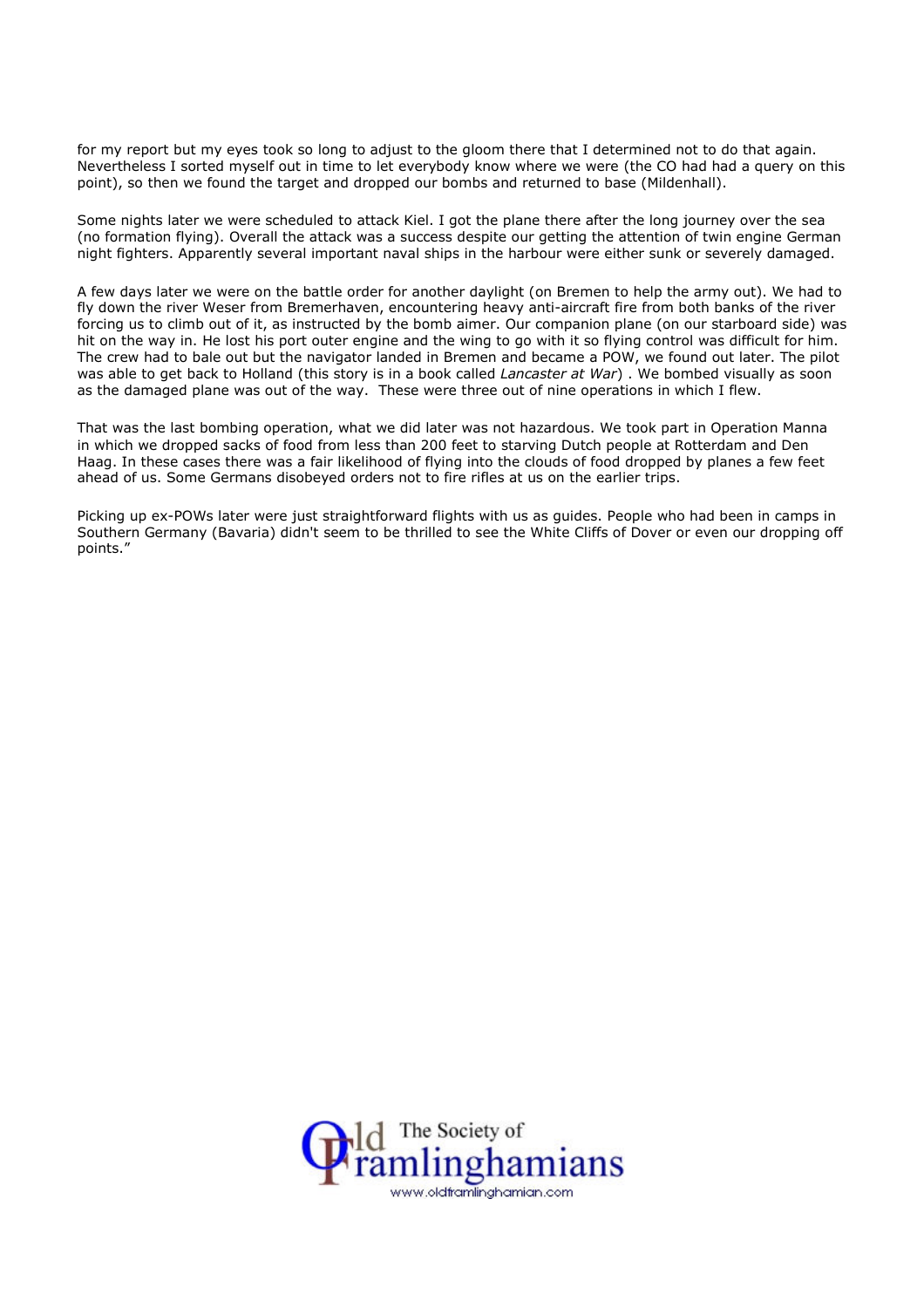for my report but my eyes took so long to adjust to the gloom there that I determined not to do that again. Nevertheless I sorted myself out in time to let everybody know where we were (the CO had had a query on this point), so then we found the target and dropped our bombs and returned to base (Mildenhall).

Some nights later we were scheduled to attack Kiel. I got the plane there after the long journey over the sea (no formation flying). Overall the attack was a success despite our getting the attention of twin engine German night fighters. Apparently several important naval ships in the harbour were either sunk or severely damaged.

A few days later we were on the battle order for another daylight (on Bremen to help the army out). We had to fly down the river Weser from Bremerhaven, encountering heavy anti-aircraft fire from both banks of the river forcing us to climb out of it, as instructed by the bomb aimer. Our companion plane (on our starboard side) was hit on the way in. He lost his port outer engine and the wing to go with it so flying control was difficult for him. The crew had to bale out but the navigator landed in Bremen and became a POW, we found out later. The pilot was able to get back to Holland (this story is in a book called *Lancaster at War*) . We bombed visually as soon as the damaged plane was out of the way. These were three out of nine operations in which I flew.

That was the last bombing operation, what we did later was not hazardous. We took part in Operation Manna in which we dropped sacks of food from less than 200 feet to starving Dutch people at Rotterdam and Den Haag. In these cases there was a fair likelihood of flying into the clouds of food dropped by planes a few feet ahead of us. Some Germans disobeyed orders not to fire rifles at us on the earlier trips.

Picking up ex-POWs later were just straightforward flights with us as guides. People who had been in camps in Southern Germany (Bavaria) didn't seem to be thrilled to see the White Cliffs of Dover or even our dropping off points."

Old The Society of Framlinghamians
www.oldframlinghamian.com